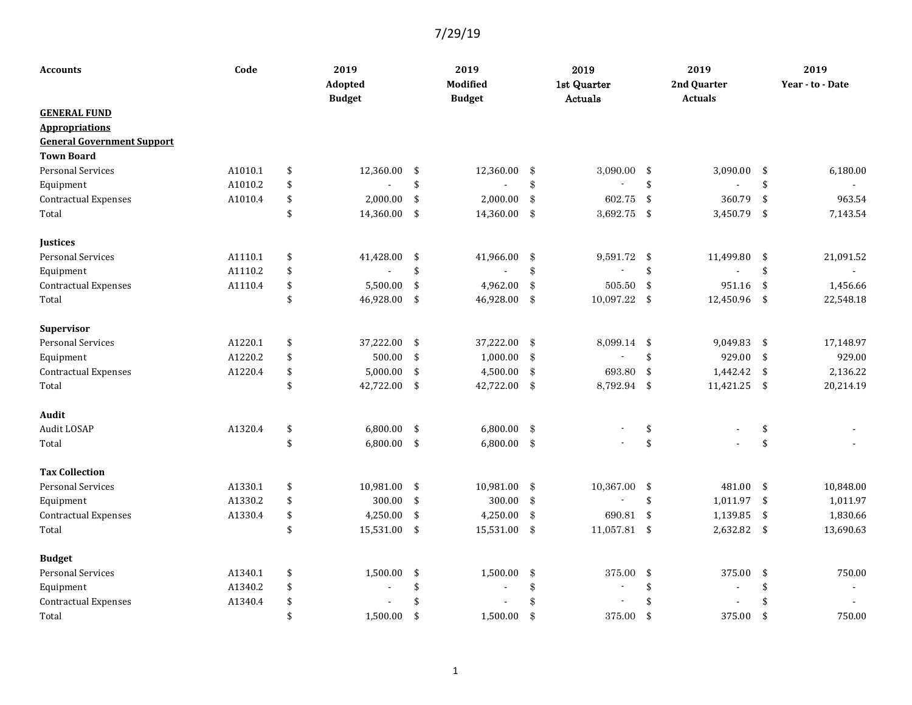7/29/19

| Accounts | Code | 2019 Adopted Budget | 2019 Modified Budget | 2019 1st Quarter Actuals | 2019 2nd Quarter Actuals | 2019 Year - to - Date |
|---|---|---|---|---|---|---|
| **GENERAL FUND** | | | | | | |
| **Appropriations** | | | | | | |
| **General Government Support** | | | | | | |
| **Town Board** | | | | | | |
| Personal Services | A1010.1 | $ 12,360.00 | $ 12,360.00 | $ 3,090.00 | $ 3,090.00 | $ 6,180.00 |
| Equipment | A1010.2 | $ - | $ - | $ - | $ - | $ - |
| Contractual Expenses | A1010.4 | $ 2,000.00 | $ 2,000.00 | $ 602.75 | $ 360.79 | $ 963.54 |
| Total | | $ 14,360.00 | $ 14,360.00 | $ 3,692.75 | $ 3,450.79 | $ 7,143.54 |
| | | | | | | |
| **Justices** | | | | | | |
| Personal Services | A1110.1 | $ 41,428.00 | $ 41,966.00 | $ 9,591.72 | $ 11,499.80 | $ 21,091.52 |
| Equipment | A1110.2 | $ - | $ - | $ - | $ - | $ - |
| Contractual Expenses | A1110.4 | $ 5,500.00 | $ 4,962.00 | $ 505.50 | $ 951.16 | $ 1,456.66 |
| Total | | $ 46,928.00 | $ 46,928.00 | $ 10,097.22 | $ 12,450.96 | $ 22,548.18 |
| | | | | | | |
| **Supervisor** | | | | | | |
| Personal Services | A1220.1 | $ 37,222.00 | $ 37,222.00 | $ 8,099.14 | $ 9,049.83 | $ 17,148.97 |
| Equipment | A1220.2 | $ 500.00 | $ 1,000.00 | $ - | $ 929.00 | $ 929.00 |
| Contractual Expenses | A1220.4 | $ 5,000.00 | $ 4,500.00 | $ 693.80 | $ 1,442.42 | $ 2,136.22 |
| Total | | $ 42,722.00 | $ 42,722.00 | $ 8,792.94 | $ 11,421.25 | $ 20,214.19 |
| | | | | | | |
| **Audit** | | | | | | |
| Audit LOSAP | A1320.4 | $ 6,800.00 | $ 6,800.00 | $ - | $ - | $ - |
| Total | | $ 6,800.00 | $ 6,800.00 | $ - | $ - | $ - |
| | | | | | | |
| **Tax Collection** | | | | | | |
| Personal Services | A1330.1 | $ 10,981.00 | $ 10,981.00 | $ 10,367.00 | $ 481.00 | $ 10,848.00 |
| Equipment | A1330.2 | $ 300.00 | $ 300.00 | $ - | $ 1,011.97 | $ 1,011.97 |
| Contractual Expenses | A1330.4 | $ 4,250.00 | $ 4,250.00 | $ 690.81 | $ 1,139.85 | $ 1,830.66 |
| Total | | $ 15,531.00 | $ 15,531.00 | $ 11,057.81 | $ 2,632.82 | $ 13,690.63 |
| | | | | | | |
| **Budget** | | | | | | |
| Personal Services | A1340.1 | $ 1,500.00 | $ 1,500.00 | $ 375.00 | $ 375.00 | $ 750.00 |
| Equipment | A1340.2 | $ - | $ - | $ - | $ - | $ - |
| Contractual Expenses | A1340.4 | $ - | $ - | $ - | $ - | $ - |
| Total | | $ 1,500.00 | $ 1,500.00 | $ 375.00 | $ 375.00 | $ 750.00 |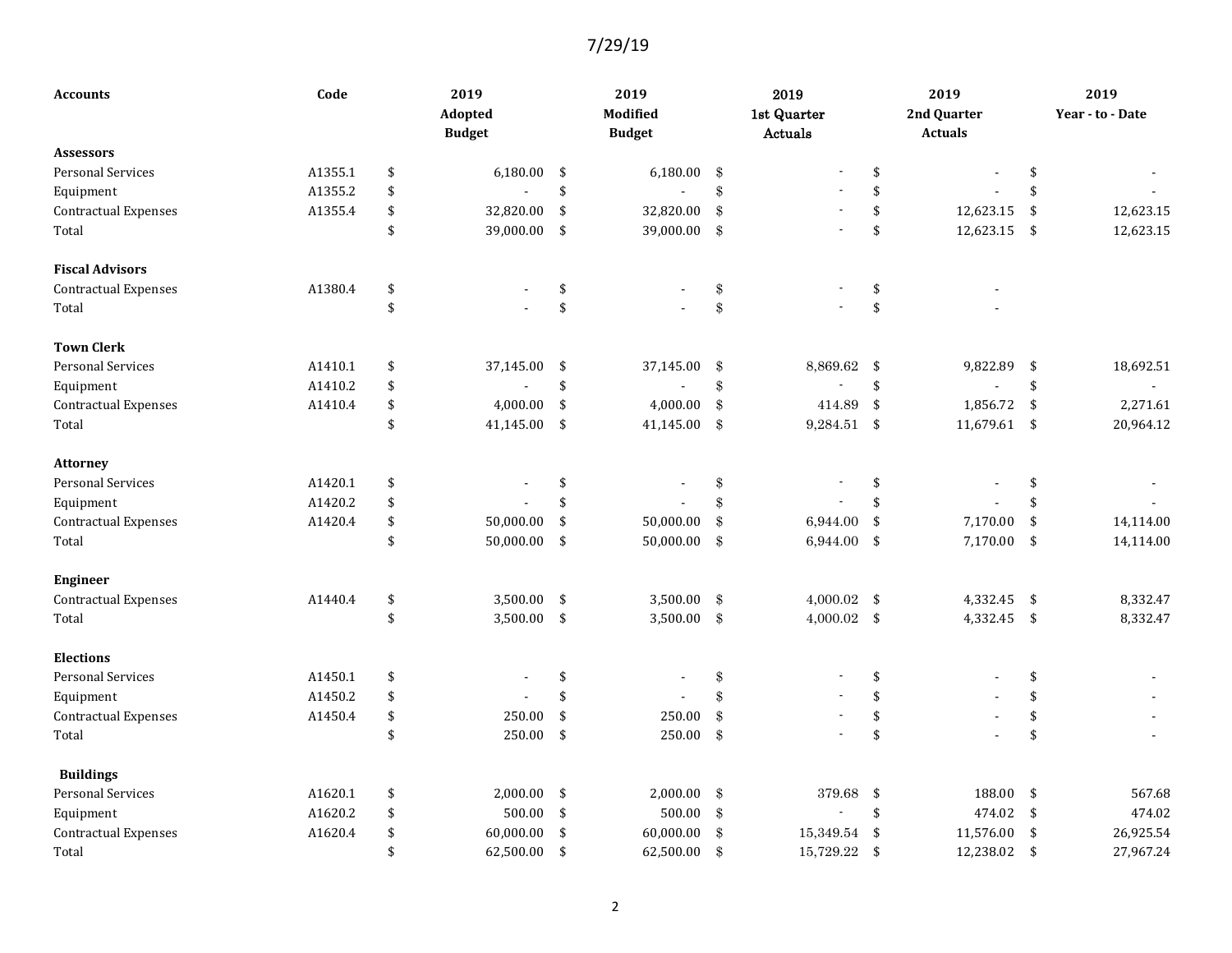7/29/19

| Accounts | Code | 2019 Adopted Budget | 2019 Modified Budget | 2019 1st Quarter Actuals | 2019 2nd Quarter Actuals | 2019 Year - to - Date |
|---|---|---|---|---|---|---|
| **Assessors** | | | | | | |
| Personal Services | A1355.1 | $ 6,180.00 | $ 6,180.00 | $ - | $ - | $ - |
| Equipment | A1355.2 | $ - | $ - | $ - | $ - | $ - |
| Contractual Expenses | A1355.4 | $ 32,820.00 | $ 32,820.00 | $ - | $ 12,623.15 | $ 12,623.15 |
| Total | | $ 39,000.00 | $ 39,000.00 | $ - | $ 12,623.15 | $ 12,623.15 |
| | | | | | | |
| **Fiscal Advisors** | | | | | | |
| Contractual Expenses | A1380.4 | $ - | $ - | $ - | $ - | |
| Total | | $ - | $ - | $ - | $ - | |
| | | | | | | |
| **Town Clerk** | | | | | | |
| Personal Services | A1410.1 | $ 37,145.00 | $ 37,145.00 | $ 8,869.62 | $ 9,822.89 | $ 18,692.51 |
| Equipment | A1410.2 | $ - | $ - | $ - | $ - | $ - |
| Contractual Expenses | A1410.4 | $ 4,000.00 | $ 4,000.00 | $ 414.89 | $ 1,856.72 | $ 2,271.61 |
| Total | | $ 41,145.00 | $ 41,145.00 | $ 9,284.51 | $ 11,679.61 | $ 20,964.12 |
| | | | | | | |
| **Attorney** | | | | | | |
| Personal Services | A1420.1 | $ - | $ - | $ - | $ - | $ - |
| Equipment | A1420.2 | $ - | $ - | $ - | $ - | $ - |
| Contractual Expenses | A1420.4 | $ 50,000.00 | $ 50,000.00 | $ 6,944.00 | $ 7,170.00 | $ 14,114.00 |
| Total | | $ 50,000.00 | $ 50,000.00 | $ 6,944.00 | $ 7,170.00 | $ 14,114.00 |
| | | | | | | |
| **Engineer** | | | | | | |
| Contractual Expenses | A1440.4 | $ 3,500.00 | $ 3,500.00 | $ 4,000.02 | $ 4,332.45 | $ 8,332.47 |
| Total | | $ 3,500.00 | $ 3,500.00 | $ 4,000.02 | $ 4,332.45 | $ 8,332.47 |
| | | | | | | |
| **Elections** | | | | | | |
| Personal Services | A1450.1 | $ - | $ - | $ - | $ - | $ - |
| Equipment | A1450.2 | $ - | $ - | $ - | $ - | $ - |
| Contractual Expenses | A1450.4 | $ 250.00 | $ 250.00 | $ - | $ - | $ - |
| Total | | $ 250.00 | $ 250.00 | $ - | $ - | $ - |
| | | | | | | |
| **Buildings** | | | | | | |
| Personal Services | A1620.1 | $ 2,000.00 | $ 2,000.00 | $ 379.68 | $ 188.00 | $ 567.68 |
| Equipment | A1620.2 | $ 500.00 | $ 500.00 | $ - | $ 474.02 | $ 474.02 |
| Contractual Expenses | A1620.4 | $ 60,000.00 | $ 60,000.00 | $ 15,349.54 | $ 11,576.00 | $ 26,925.54 |
| Total | | $ 62,500.00 | $ 62,500.00 | $ 15,729.22 | $ 12,238.02 | $ 27,967.24 |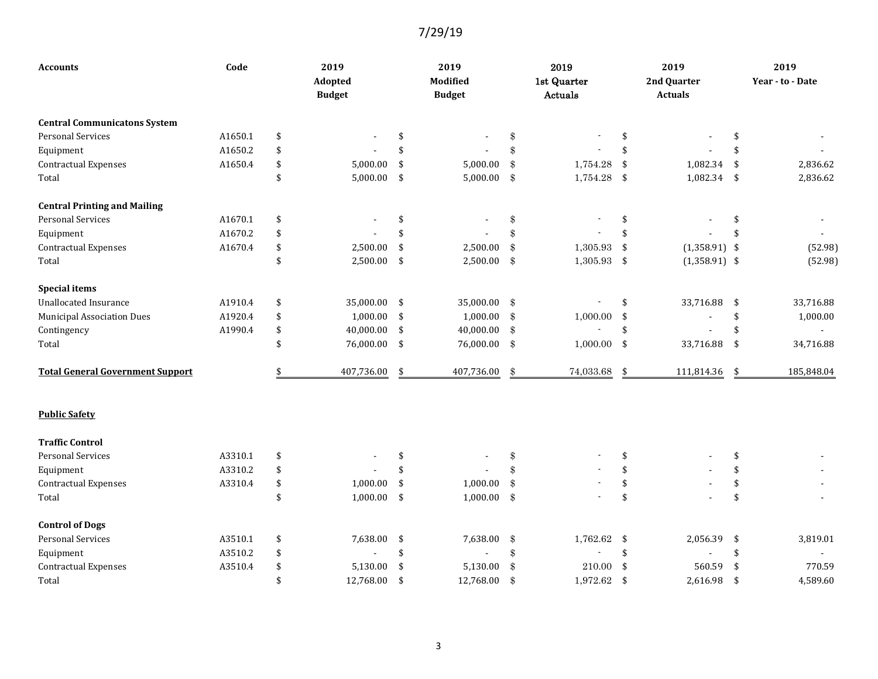7/29/19

| Accounts | Code | 2019 Adopted Budget | 2019 Modified Budget | 2019 1st Quarter Actuals | 2019 2nd Quarter Actuals | 2019 Year - to - Date |
|---|---|---|---|---|---|---|
| **Central Communicatons System** | | | | | | |
| Personal Services | A1650.1 | $ - | $ - | $ - | $ - | $ - |
| Equipment | A1650.2 | $ - | $ - | $ - | $ - | $ - |
| Contractual Expenses | A1650.4 | $ 5,000.00 | $ 5,000.00 | $ 1,754.28 | $ 1,082.34 | $ 2,836.62 |
| Total | | $ 5,000.00 | $ 5,000.00 | $ 1,754.28 | $ 1,082.34 | $ 2,836.62 |
| **Central Printing and Mailing** | | | | | | |
| Personal Services | A1670.1 | $ - | $ - | $ - | $ - | $ - |
| Equipment | A1670.2 | $ - | $ - | $ - | $ - | $ - |
| Contractual Expenses | A1670.4 | $ 2,500.00 | $ 2,500.00 | $ 1,305.93 | $ (1,358.91) | $ (52.98) |
| Total | | $ 2,500.00 | $ 2,500.00 | $ 1,305.93 | $ (1,358.91) | $ (52.98) |
| **Special items** | | | | | | |
| Unallocated Insurance | A1910.4 | $ 35,000.00 | $ 35,000.00 | $ - | $ 33,716.88 | $ 33,716.88 |
| Municipal Association Dues | A1920.4 | $ 1,000.00 | $ 1,000.00 | $ 1,000.00 | $ - | $ 1,000.00 |
| Contingency | A1990.4 | $ 40,000.00 | $ 40,000.00 | $ - | $ - | $ - |
| Total | | $ 76,000.00 | $ 76,000.00 | $ 1,000.00 | $ 33,716.88 | $ 34,716.88 |
| **Total General Government Support** | | $ 407,736.00 | $ 407,736.00 | $ 74,033.68 | $ 111,814.36 | $ 185,848.04 |
| **Public Safety** | | | | | | |
| **Traffic Control** | | | | | | |
| Personal Services | A3310.1 | $ - | $ - | $ - | $ - | $ - |
| Equipment | A3310.2 | $ - | $ - | $ - | $ - | $ - |
| Contractual Expenses | A3310.4 | $ 1,000.00 | $ 1,000.00 | $ - | $ - | $ - |
| Total | | $ 1,000.00 | $ 1,000.00 | $ - | $ - | $ - |
| **Control of Dogs** | | | | | | |
| Personal Services | A3510.1 | $ 7,638.00 | $ 7,638.00 | $ 1,762.62 | $ 2,056.39 | $ 3,819.01 |
| Equipment | A3510.2 | $ - | $ - | $ - | $ - | $ - |
| Contractual Expenses | A3510.4 | $ 5,130.00 | $ 5,130.00 | $ 210.00 | $ 560.59 | $ 770.59 |
| Total | | $ 12,768.00 | $ 12,768.00 | $ 1,972.62 | $ 2,616.98 | $ 4,589.60 |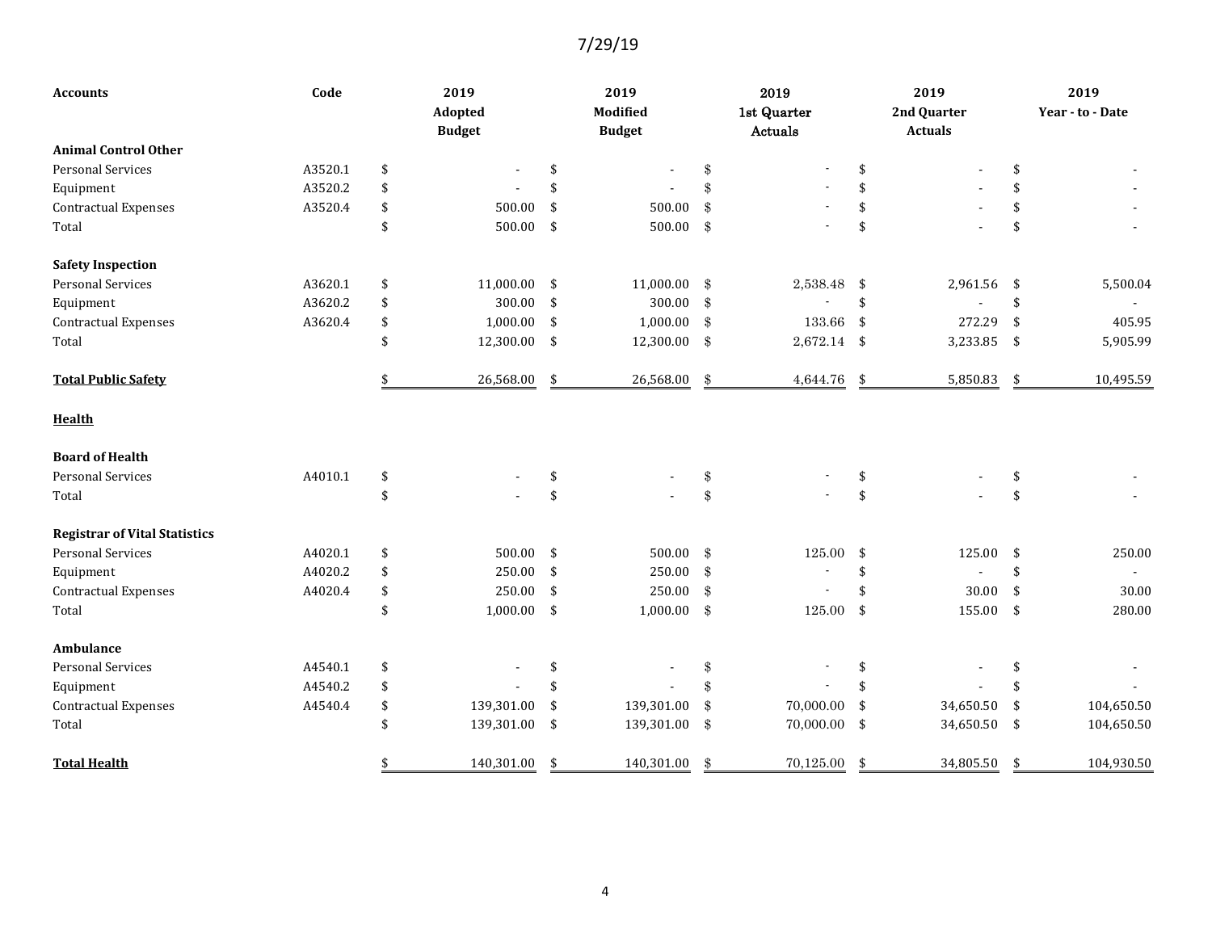7/29/19

| Accounts | Code | 2019 Adopted Budget | 2019 Modified Budget | 2019 1st Quarter Actuals | 2019 2nd Quarter Actuals | 2019 Year - to - Date |
|---|---|---|---|---|---|---|
| **Animal Control Other** | | | | | | |
| Personal Services | A3520.1 | $ - | $ - | $ - | $ - | $ - |
| Equipment | A3520.2 | $ - | $ - | $ - | $ - | $ - |
| Contractual Expenses | A3520.4 | $ 500.00 | $ 500.00 | $ - | $ - | $ - |
| Total | | $ 500.00 | $ 500.00 | $ - | $ - | $ - |
| | | | | | | |
| **Safety Inspection** | | | | | | |
| Personal Services | A3620.1 | $ 11,000.00 | $ 11,000.00 | $ 2,538.48 | $ 2,961.56 | $ 5,500.04 |
| Equipment | A3620.2 | $ 300.00 | $ 300.00 | $ - | $ - | $ - |
| Contractual Expenses | A3620.4 | $ 1,000.00 | $ 1,000.00 | $ 133.66 | $ 272.29 | $ 405.95 |
| Total | | $ 12,300.00 | $ 12,300.00 | $ 2,672.14 | $ 3,233.85 | $ 5,905.99 |
| | | | | | | |
| **Total Public Safety** | | $ 26,568.00 | $ 26,568.00 | $ 4,644.76 | $ 5,850.83 | $ 10,495.59 |
| | | | | | | |
| **Health** | | | | | | |
| | | | | | | |
| **Board of Health** | | | | | | |
| Personal Services | A4010.1 | $ - | $ - | $ - | $ - | $ - |
| Total | | $ - | $ - | $ - | $ - | $ - |
| | | | | | | |
| **Registrar of Vital Statistics** | | | | | | |
| Personal Services | A4020.1 | $ 500.00 | $ 500.00 | $ 125.00 | $ 125.00 | $ 250.00 |
| Equipment | A4020.2 | $ 250.00 | $ 250.00 | $ - | $ - | $ - |
| Contractual Expenses | A4020.4 | $ 250.00 | $ 250.00 | $ - | $ 30.00 | $ 30.00 |
| Total | | $ 1,000.00 | $ 1,000.00 | $ 125.00 | $ 155.00 | $ 280.00 |
| | | | | | | |
| **Ambulance** | | | | | | |
| Personal Services | A4540.1 | $ - | $ - | $ - | $ - | $ - |
| Equipment | A4540.2 | $ - | $ - | $ - | $ - | $ - |
| Contractual Expenses | A4540.4 | $ 139,301.00 | $ 139,301.00 | $ 70,000.00 | $ 34,650.50 | $ 104,650.50 |
| Total | | $ 139,301.00 | $ 139,301.00 | $ 70,000.00 | $ 34,650.50 | $ 104,650.50 |
| | | | | | | |
| **Total Health** | | $ 140,301.00 | $ 140,301.00 | $ 70,125.00 | $ 34,805.50 | $ 104,930.50 |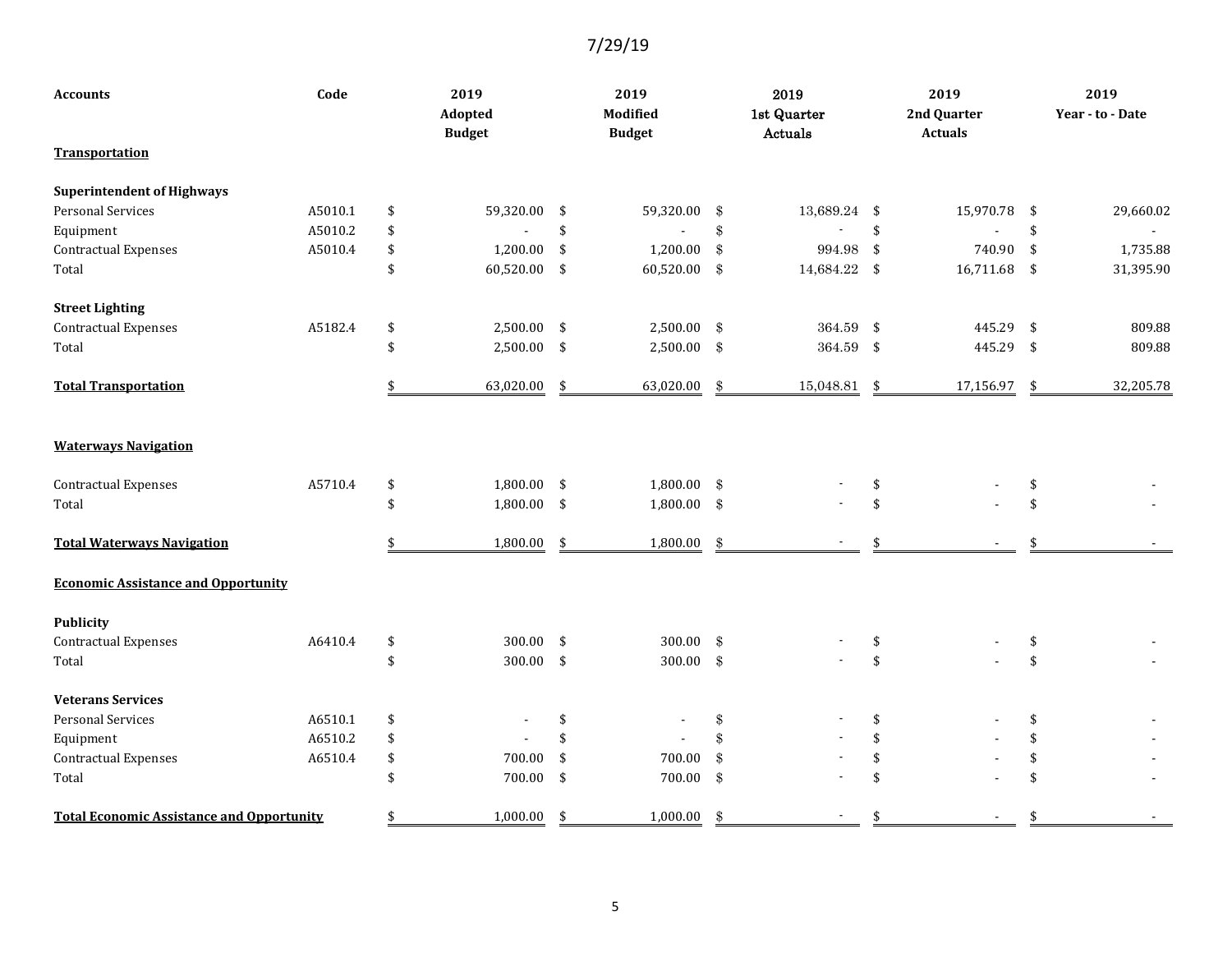7/29/19

| Accounts | Code | 2019 Adopted Budget | 2019 Modified Budget | 2019 1st Quarter Actuals | 2019 2nd Quarter Actuals | 2019 Year - to - Date |
|---|---|---|---|---|---|---|
| **Transportation** | | | | | | |
| | | | | | | |
| **Superintendent of Highways** | | | | | | |
| Personal Services | A5010.1 | $ 59,320.00 | $ 59,320.00 | $ 13,689.24 | $ 15,970.78 | $ 29,660.02 |
| Equipment | A5010.2 | $ - | $ - | $ - | $ - | $ - |
| Contractual Expenses | A5010.4 | $ 1,200.00 | $ 1,200.00 | $ 994.98 | $ 740.90 | $ 1,735.88 |
| Total | | $ 60,520.00 | $ 60,520.00 | $ 14,684.22 | $ 16,711.68 | $ 31,395.90 |
| | | | | | | |
| **Street Lighting** | | | | | | |
| Contractual Expenses | A5182.4 | $ 2,500.00 | $ 2,500.00 | $ 364.59 | $ 445.29 | $ 809.88 |
| Total | | $ 2,500.00 | $ 2,500.00 | $ 364.59 | $ 445.29 | $ 809.88 |
| | | | | | | |
| **Total Transportation** | | $ 63,020.00 | $ 63,020.00 | $ 15,048.81 | $ 17,156.97 | $ 32,205.78 |
| | | | | | | |
| **Waterways Navigation** | | | | | | |
| | | | | | | |
| Contractual Expenses | A5710.4 | $ 1,800.00 | $ 1,800.00 | $ - | $ - | $ - |
| Total | | $ 1,800.00 | $ 1,800.00 | $ - | $ - | $ - |
| | | | | | | |
| **Total Waterways Navigation** | | $ 1,800.00 | $ 1,800.00 | $ - | $ - | $ - |
| | | | | | | |
| **Economic Assistance and Opportunity** | | | | | | |
| | | | | | | |
| **Publicity** | | | | | | |
| Contractual Expenses | A6410.4 | $ 300.00 | $ 300.00 | $ - | $ - | $ - |
| Total | | $ 300.00 | $ 300.00 | $ - | $ - | $ - |
| | | | | | | |
| **Veterans Services** | | | | | | |
| Personal Services | A6510.1 | $ - | $ - | $ - | $ - | $ - |
| Equipment | A6510.2 | $ - | $ - | $ - | $ - | $ - |
| Contractual Expenses | A6510.4 | $ 700.00 | $ 700.00 | $ - | $ - | $ - |
| Total | | $ 700.00 | $ 700.00 | $ - | $ - | $ - |
| | | | | | | |
| **Total Economic Assistance and Opportunity** | | $ 1,000.00 | $ 1,000.00 | $ - | $ - | $ - |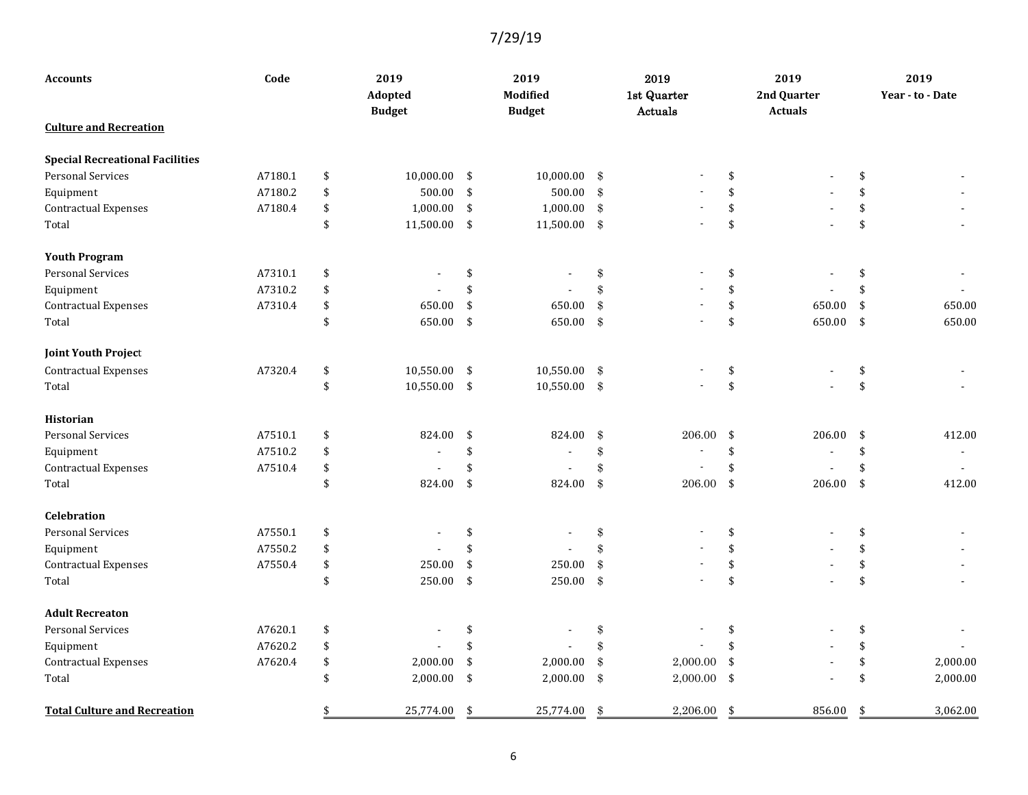7/29/19

| Accounts | Code | 2019 Adopted Budget | 2019 Modified Budget | 2019 1st Quarter Actuals | 2019 2nd Quarter Actuals | 2019 Year - to - Date |
|---|---|---|---|---|---|---|
| **Culture and Recreation** | | | | | | |
| | | | | | | |
| **Special Recreational Facilities** | | | | | | |
| Personal Services | A7180.1 | $ 10,000.00 | $ 10,000.00 | $ - | $ - | $ - |
| Equipment | A7180.2 | $ 500.00 | $ 500.00 | $ - | $ - | $ - |
| Contractual Expenses | A7180.4 | $ 1,000.00 | $ 1,000.00 | $ - | $ - | $ - |
| Total | | $ 11,500.00 | $ 11,500.00 | $ - | $ - | $ - |
| | | | | | | |
| **Youth Program** | | | | | | |
| Personal Services | A7310.1 | $ - | $ - | $ - | $ - | $ - |
| Equipment | A7310.2 | $ - | $ - | $ - | $ - | $ - |
| Contractual Expenses | A7310.4 | $ 650.00 | $ 650.00 | $ - | $ 650.00 | $ 650.00 |
| Total | | $ 650.00 | $ 650.00 | $ - | $ 650.00 | $ 650.00 |
| | | | | | | |
| **Joint Youth Project** | | | | | | |
| Contractual Expenses | A7320.4 | $ 10,550.00 | $ 10,550.00 | $ - | $ - | $ - |
| Total | | $ 10,550.00 | $ 10,550.00 | $ - | $ - | $ - |
| | | | | | | |
| **Historian** | | | | | | |
| Personal Services | A7510.1 | $ 824.00 | $ 824.00 | $ 206.00 | $ 206.00 | $ 412.00 |
| Equipment | A7510.2 | $ - | $ - | $ - | $ - | $ - |
| Contractual Expenses | A7510.4 | $ - | $ - | $ - | $ - | $ - |
| Total | | $ 824.00 | $ 824.00 | $ 206.00 | $ 206.00 | $ 412.00 |
| | | | | | | |
| **Celebration** | | | | | | |
| Personal Services | A7550.1 | $ - | $ - | $ - | $ - | $ - |
| Equipment | A7550.2 | $ - | $ - | $ - | $ - | $ - |
| Contractual Expenses | A7550.4 | $ 250.00 | $ 250.00 | $ - | $ - | $ - |
| Total | | $ 250.00 | $ 250.00 | $ - | $ - | $ - |
| | | | | | | |
| **Adult Recreaton** | | | | | | |
| Personal Services | A7620.1 | $ - | $ - | $ - | $ - | $ - |
| Equipment | A7620.2 | $ - | $ - | $ - | $ - | $ - |
| Contractual Expenses | A7620.4 | $ 2,000.00 | $ 2,000.00 | $ 2,000.00 | $ - | $ 2,000.00 |
| Total | | $ 2,000.00 | $ 2,000.00 | $ 2,000.00 | $ - | $ 2,000.00 |
| | | | | | | |
| **Total Culture and Recreation** | | $ 25,774.00 | $ 25,774.00 | $ 2,206.00 | $ 856.00 | $ 3,062.00 |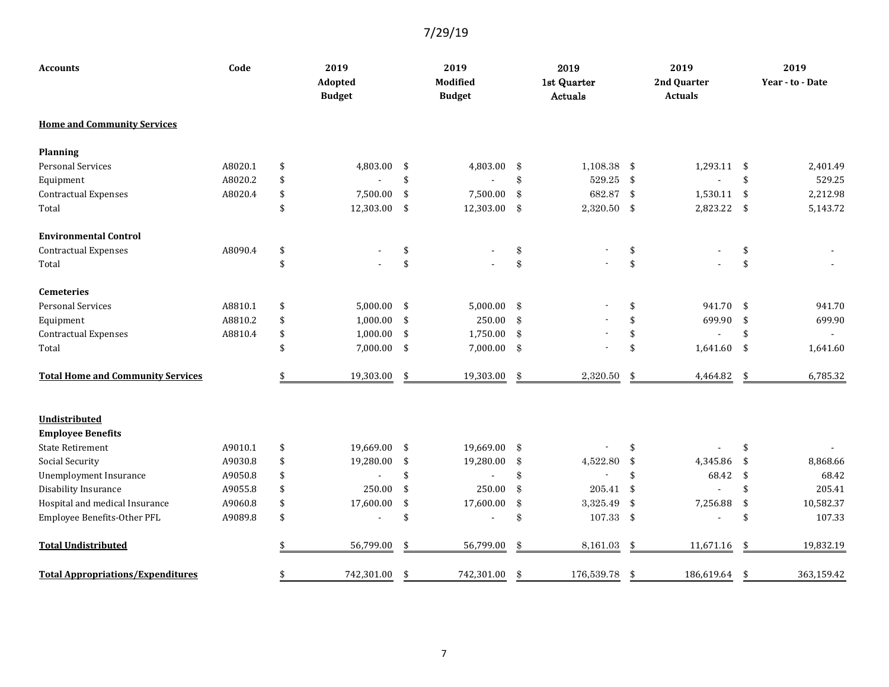7/29/19

| Accounts | Code | 2019 Adopted Budget | 2019 Modified Budget | 2019 1st Quarter Actuals | 2019 2nd Quarter Actuals | 2019 Year - to - Date |
|---|---|---|---|---|---|---|
| **Home and Community Services** | | | | | | |
| **Planning** | | | | | | |
| Personal Services | A8020.1 | $ 4,803.00 | $ 4,803.00 | $ 1,108.38 | $ 1,293.11 | $ 2,401.49 |
| Equipment | A8020.2 | $ - | $ - | $ 529.25 | $ - | $ 529.25 |
| Contractual Expenses | A8020.4 | $ 7,500.00 | $ 7,500.00 | $ 682.87 | $ 1,530.11 | $ 2,212.98 |
| Total | | $ 12,303.00 | $ 12,303.00 | $ 2,320.50 | $ 2,823.22 | $ 5,143.72 |
| **Environmental Control** | | | | | | |
| Contractual Expenses | A8090.4 | $ - | $ - | $ - | $ - | $ - |
| Total | | $ - | $ - | $ - | $ - | $ - |
| **Cemeteries** | | | | | | |
| Personal Services | A8810.1 | $ 5,000.00 | $ 5,000.00 | $ - | $ 941.70 | $ 941.70 |
| Equipment | A8810.2 | $ 1,000.00 | $ 250.00 | $ - | $ 699.90 | $ 699.90 |
| Contractual Expenses | A8810.4 | $ 1,000.00 | $ 1,750.00 | $ - | $ - | $ - |
| Total | | $ 7,000.00 | $ 7,000.00 | $ - | $ 1,641.60 | $ 1,641.60 |
| **Total Home and Community Services** | | $ 19,303.00 | $ 19,303.00 | $ 2,320.50 | $ 4,464.82 | $ 6,785.32 |
| **Undistributed** | | | | | | |
| **Employee Benefits** | | | | | | |
| State Retirement | A9010.1 | $ 19,669.00 | $ 19,669.00 | $ - | $ - | $ - |
| Social Security | A9030.8 | $ 19,280.00 | $ 19,280.00 | $ 4,522.80 | $ 4,345.86 | $ 8,868.66 |
| Unemployment Insurance | A9050.8 | $ - | $ - | $ - | $ 68.42 | $ 68.42 |
| Disability Insurance | A9055.8 | $ 250.00 | $ 250.00 | $ 205.41 | $ - | $ 205.41 |
| Hospital and medical Insurance | A9060.8 | $ 17,600.00 | $ 17,600.00 | $ 3,325.49 | $ 7,256.88 | $ 10,582.37 |
| Employee Benefits-Other PFL | A9089.8 | $ - | $ - | $ 107.33 | $ - | $ 107.33 |
| **Total Undistributed** | | $ 56,799.00 | $ 56,799.00 | $ 8,161.03 | $ 11,671.16 | $ 19,832.19 |
| **Total Appropriations/Expenditures** | | $ 742,301.00 | $ 742,301.00 | $ 176,539.78 | $ 186,619.64 | $ 363,159.42 |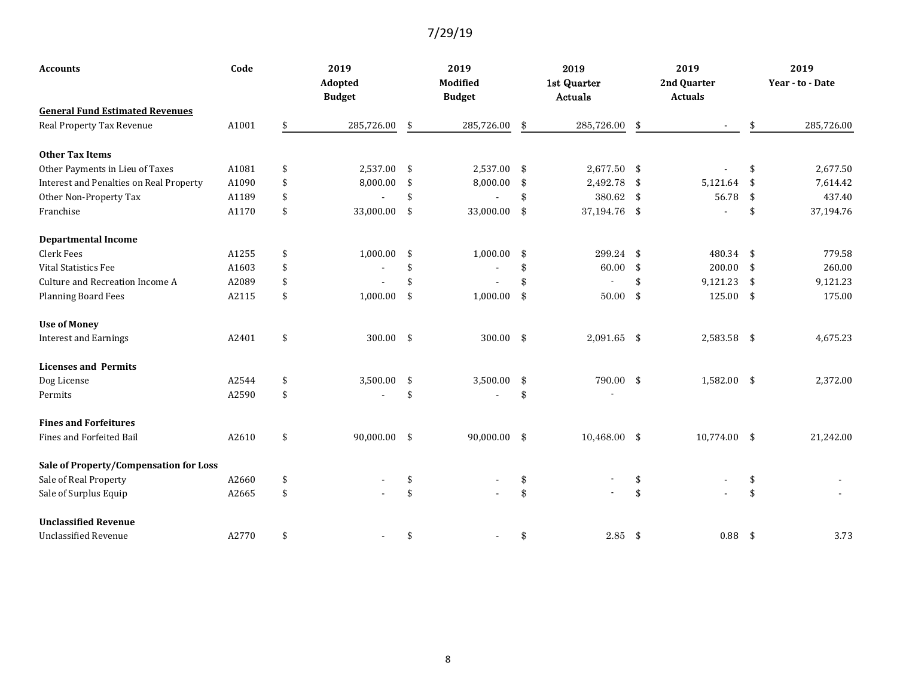7/29/19

| Accounts | Code | 2019 Adopted Budget | 2019 Modified Budget | 2019 1st Quarter Actuals | 2019 2nd Quarter Actuals | 2019 Year - to - Date |
|---|---|---|---|---|---|---|
| **General Fund Estimated Revenues** | | | | | | |
| Real Property Tax Revenue | A1001 | $ 285,726.00 | $ 285,726.00 | $ 285,726.00 | $ - | $ 285,726.00 |
| | | | | | | |
| **Other Tax Items** | | | | | | |
| Other Payments in Lieu of Taxes | A1081 | $ 2,537.00 | $ 2,537.00 | $ 2,677.50 | $ - | $ 2,677.50 |
| Interest and Penalties on Real Property | A1090 | $ 8,000.00 | $ 8,000.00 | $ 2,492.78 | $ 5,121.64 | $ 7,614.42 |
| Other Non-Property Tax | A1189 | $ - | $ - | $ 380.62 | $ 56.78 | $ 437.40 |
| Franchise | A1170 | $ 33,000.00 | $ 33,000.00 | $ 37,194.76 | $ - | $ 37,194.76 |
| | | | | | | |
| **Departmental Income** | | | | | | |
| Clerk Fees | A1255 | $ 1,000.00 | $ 1,000.00 | $ 299.24 | $ 480.34 | $ 779.58 |
| Vital Statistics Fee | A1603 | $ - | $ - | $ 60.00 | $ 200.00 | $ 260.00 |
| Culture and Recreation Income A | A2089 | $ - | $ - | $ - | $ 9,121.23 | $ 9,121.23 |
| Planning Board Fees | A2115 | $ 1,000.00 | $ 1,000.00 | $ 50.00 | $ 125.00 | $ 175.00 |
| | | | | | | |
| **Use of Money** | | | | | | |
| Interest and Earnings | A2401 | $ 300.00 | $ 300.00 | $ 2,091.65 | $ 2,583.58 | $ 4,675.23 |
| | | | | | | |
| **Licenses and Permits** | | | | | | |
| Dog License | A2544 | $ 3,500.00 | $ 3,500.00 | $ 790.00 | $ 1,582.00 | $ 2,372.00 |
| Permits | A2590 | $ - | $ - | $ - | | |
| | | | | | | |
| **Fines and Forfeitures** | | | | | | |
| Fines and Forfeited Bail | A2610 | $ 90,000.00 | $ 90,000.00 | $ 10,468.00 | $ 10,774.00 | $ 21,242.00 |
| | | | | | | |
| **Sale of Property/Compensation for Loss** | | | | | | |
| Sale of Real Property | A2660 | $ - | $ - | $ - | $ - | $ - |
| Sale of Surplus Equip | A2665 | $ - | $ - | $ - | $ - | $ - |
| | | | | | | |
| **Unclassified Revenue** | | | | | | |
| Unclassified Revenue | A2770 | $ - | $ - | $ 2.85 | $ 0.88 | $ 3.73 |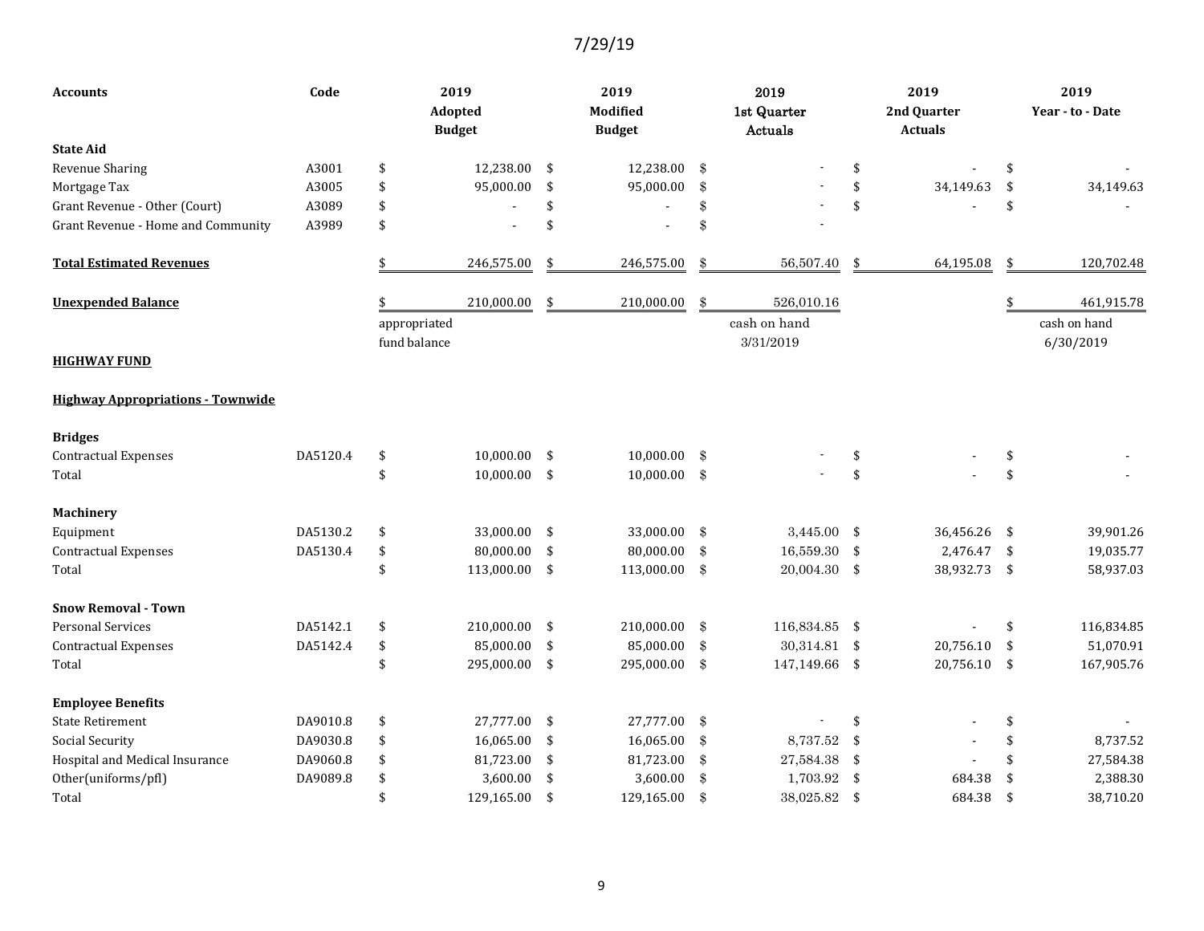7/29/19

| Accounts | Code | 2019 Adopted Budget | 2019 Modified Budget | 2019 1st Quarter Actuals | 2019 2nd Quarter Actuals | 2019 Year - to - Date |
|---|---|---|---|---|---|---|
| **State Aid** | | | | | | |
| Revenue Sharing | A3001 | $ 12,238.00 | $ 12,238.00 | $ - | $ - | $ - |
| Mortgage Tax | A3005 | $ 95,000.00 | $ 95,000.00 | $ - | $ 34,149.63 | $ 34,149.63 |
| Grant Revenue - Other (Court) | A3089 | $ - | $ - | $ - | $ - | $ - |
| Grant Revenue - Home and Community | A3989 | $ - | $ - | $ - | | |
| **Total Estimated Revenues** | | $ 246,575.00 | $ 246,575.00 | $ 56,507.40 | $ 64,195.08 | $ 120,702.48 |
| **Unexpended Balance** | | $ 210,000.00 | $ 210,000.00 | $ 526,010.16 | | $ 461,915.78 |
| | | appropriated fund balance | | cash on hand 3/31/2019 | | cash on hand 6/30/2019 |
| **HIGHWAY FUND** | | | | | | |
| **Highway Appropriations - Townwide** | | | | | | |
| **Bridges** | | | | | | |
| Contractual Expenses | DA5120.4 | $ 10,000.00 | $ 10,000.00 | $ - | $ - | $ - |
| Total | | $ 10,000.00 | $ 10,000.00 | $ - | $ - | $ - |
| **Machinery** | | | | | | |
| Equipment | DA5130.2 | $ 33,000.00 | $ 33,000.00 | $ 3,445.00 | $ 36,456.26 | $ 39,901.26 |
| Contractual Expenses | DA5130.4 | $ 80,000.00 | $ 80,000.00 | $ 16,559.30 | $ 2,476.47 | $ 19,035.77 |
| Total | | $ 113,000.00 | $ 113,000.00 | $ 20,004.30 | $ 38,932.73 | $ 58,937.03 |
| **Snow Removal - Town** | | | | | | |
| Personal Services | DA5142.1 | $ 210,000.00 | $ 210,000.00 | $ 116,834.85 | $ - | $ 116,834.85 |
| Contractual Expenses | DA5142.4 | $ 85,000.00 | $ 85,000.00 | $ 30,314.81 | $ 20,756.10 | $ 51,070.91 |
| Total | | $ 295,000.00 | $ 295,000.00 | $ 147,149.66 | $ 20,756.10 | $ 167,905.76 |
| **Employee Benefits** | | | | | | |
| State Retirement | DA9010.8 | $ 27,777.00 | $ 27,777.00 | $ - | $ - | $ - |
| Social Security | DA9030.8 | $ 16,065.00 | $ 16,065.00 | $ 8,737.52 | $ - | $ 8,737.52 |
| Hospital and Medical Insurance | DA9060.8 | $ 81,723.00 | $ 81,723.00 | $ 27,584.38 | $ - | $ 27,584.38 |
| Other(uniforms/pfl) | DA9089.8 | $ 3,600.00 | $ 3,600.00 | $ 1,703.92 | $ 684.38 | $ 2,388.30 |
| Total | | $ 129,165.00 | $ 129,165.00 | $ 38,025.82 | $ 684.38 | $ 38,710.20 |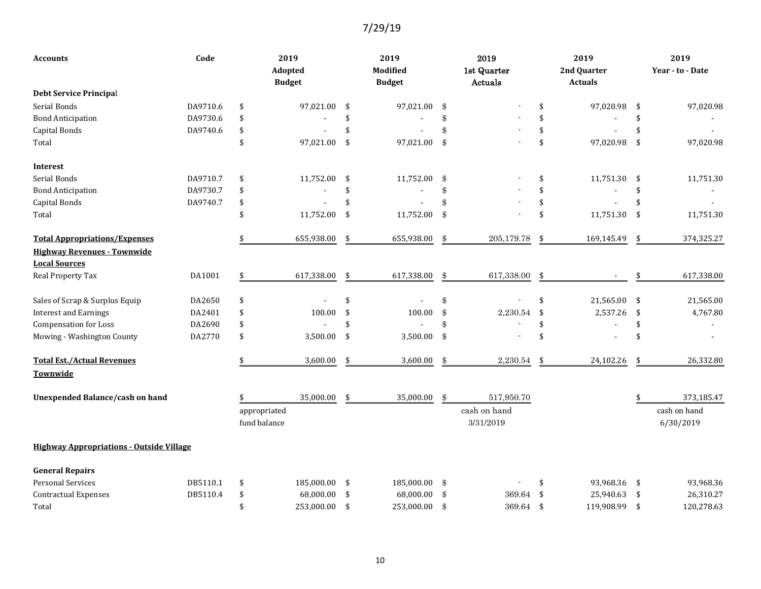7/29/19

| Accounts | Code | 2019 Adopted Budget | 2019 Modified Budget | 2019 1st Quarter Actuals | 2019 2nd Quarter Actuals | 2019 Year - to - Date |
|---|---|---|---|---|---|---|
| **Debt Service Principal** | | | | | | |
| Serial Bonds | DA9710.6 | $ 97,021.00 | $ 97,021.00 | $ - | $ 97,020.98 | $ 97,020.98 |
| Bond Anticipation | DA9730.6 | $ - | $ - | $ - | $ - | $ - |
| Capital Bonds | DA9740.6 | $ - | $ - | $ - | $ - | $ - |
| Total | | $ 97,021.00 | $ 97,021.00 | $ - | $ 97,020.98 | $ 97,020.98 |
| **Interest** | | | | | | |
| Serial Bonds | DA9710.7 | $ 11,752.00 | $ 11,752.00 | $ - | $ 11,751.30 | $ 11,751.30 |
| Bond Anticipation | DA9730.7 | $ - | $ - | $ - | $ - | $ - |
| Capital Bonds | DA9740.7 | $ - | $ - | $ - | $ - | $ - |
| Total | | $ 11,752.00 | $ 11,752.00 | $ - | $ 11,751.30 | $ 11,751.30 |
| **Total Appropriations/Expenses** | | $ 655,938.00 | $ 655,938.00 | $ 205,179.78 | $ 169,145.49 | $ 374,325.27 |
| **Highway Revenues - Townwide** | | | | | | |
| **Local Sources** | | | | | | |
| Real Property Tax | DA1001 | $ 617,338.00 | $ 617,338.00 | $ 617,338.00 | $ - | $ 617,338.00 |
| Sales of Scrap & Surplus Equip | DA2650 | $ - | $ - | $ - | $ 21,565.00 | $ 21,565.00 |
| Interest and Earnings | DA2401 | $ 100.00 | $ 100.00 | $ 2,230.54 | $ 2,537.26 | $ 4,767.80 |
| Compensation for Loss | DA2690 | $ - | $ - | $ - | $ - | $ - |
| Mowing - Washington County | DA2770 | $ 3,500.00 | $ 3,500.00 | $ - | $ - | $ - |
| **Total Est./Actual Revenues Townwide** | | $ 3,600.00 | $ 3,600.00 | $ 2,230.54 | $ 24,102.26 | $ 26,332.80 |
| **Unexpended Balance/cash on hand** | | $ 35,000.00 | $ 35,000.00 | $ 517,950.70 | | $ 373,185.47 |
| | | appropriated fund balance | | cash on hand 3/31/2019 | | cash on hand 6/30/2019 |
| **Highway Appropriations - Outside Village** | | | | | | |
| **General Repairs** | | | | | | |
| Personal Services | DB5110.1 | $ 185,000.00 | $ 185,000.00 | $ - | $ 93,968.36 | $ 93,968.36 |
| Contractual Expenses | DB5110.4 | $ 68,000.00 | $ 68,000.00 | $ 369.64 | $ 25,940.63 | $ 26,310.27 |
| Total | | $ 253,000.00 | $ 253,000.00 | $ 369.64 | $ 119,908.99 | $ 120,278.63 |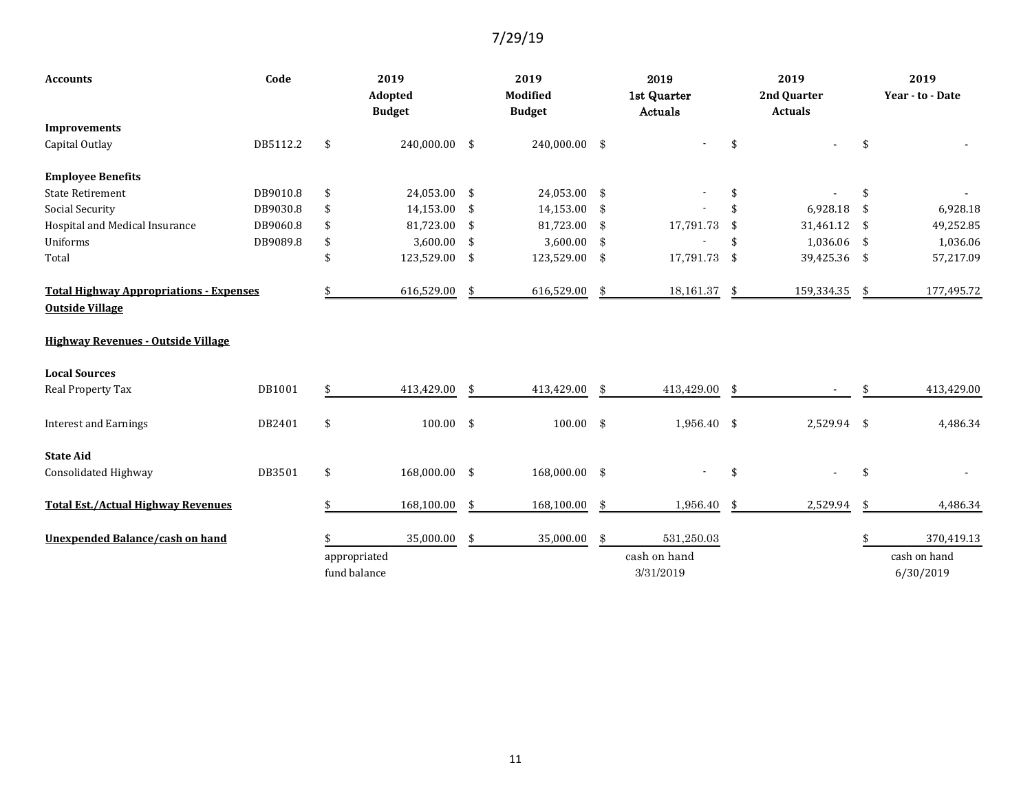7/29/19

| Accounts | Code | 2019 Adopted Budget | 2019 Modified Budget | 2019 1st Quarter Actuals | 2019 2nd Quarter Actuals | 2019 Year - to - Date |
|---|---|---|---|---|---|---|
| **Improvements** | | | | | | |
| Capital Outlay | DB5112.2 | $ 240,000.00 | $ 240,000.00 | $ - | $ - | $ - |
| **Employee Benefits** | | | | | | |
| State Retirement | DB9010.8 | $ 24,053.00 | $ 24,053.00 | $ - | $ - | $ - |
| Social Security | DB9030.8 | $ 14,153.00 | $ 14,153.00 | $ - | $ 6,928.18 | $ 6,928.18 |
| Hospital and Medical Insurance | DB9060.8 | $ 81,723.00 | $ 81,723.00 | $ 17,791.73 | $ 31,461.12 | $ 49,252.85 |
| Uniforms | DB9089.8 | $ 3,600.00 | $ 3,600.00 | $ - | $ 1,036.06 | $ 1,036.06 |
| Total | | $ 123,529.00 | $ 123,529.00 | $ 17,791.73 | $ 39,425.36 | $ 57,217.09 |
| **Total Highway Appropriations - Expenses Outside Village** | | $ 616,529.00 | $ 616,529.00 | $ 18,161.37 | $ 159,334.35 | $ 177,495.72 |
| **Highway Revenues - Outside Village** | | | | | | |
| **Local Sources** | | | | | | |
| Real Property Tax | DB1001 | $ 413,429.00 | $ 413,429.00 | $ 413,429.00 | $ - | $ 413,429.00 |
| Interest and Earnings | DB2401 | $ 100.00 | $ 100.00 | $ 1,956.40 | $ 2,529.94 | $ 4,486.34 |
| **State Aid** | | | | | | |
| Consolidated Highway | DB3501 | $ 168,000.00 | $ 168,000.00 | $ - | $ - | $ - |
| **Total Est./Actual Highway Revenues** | | $ 168,100.00 | $ 168,100.00 | $ 1,956.40 | $ 2,529.94 | $ 4,486.34 |
| **Unexpended Balance/cash on hand** | | $ 35,000.00 | $ 35,000.00 | $ 531,250.03 | | $ 370,419.13 |
| | | appropriated fund balance | | cash on hand 3/31/2019 | | cash on hand 6/30/2019 |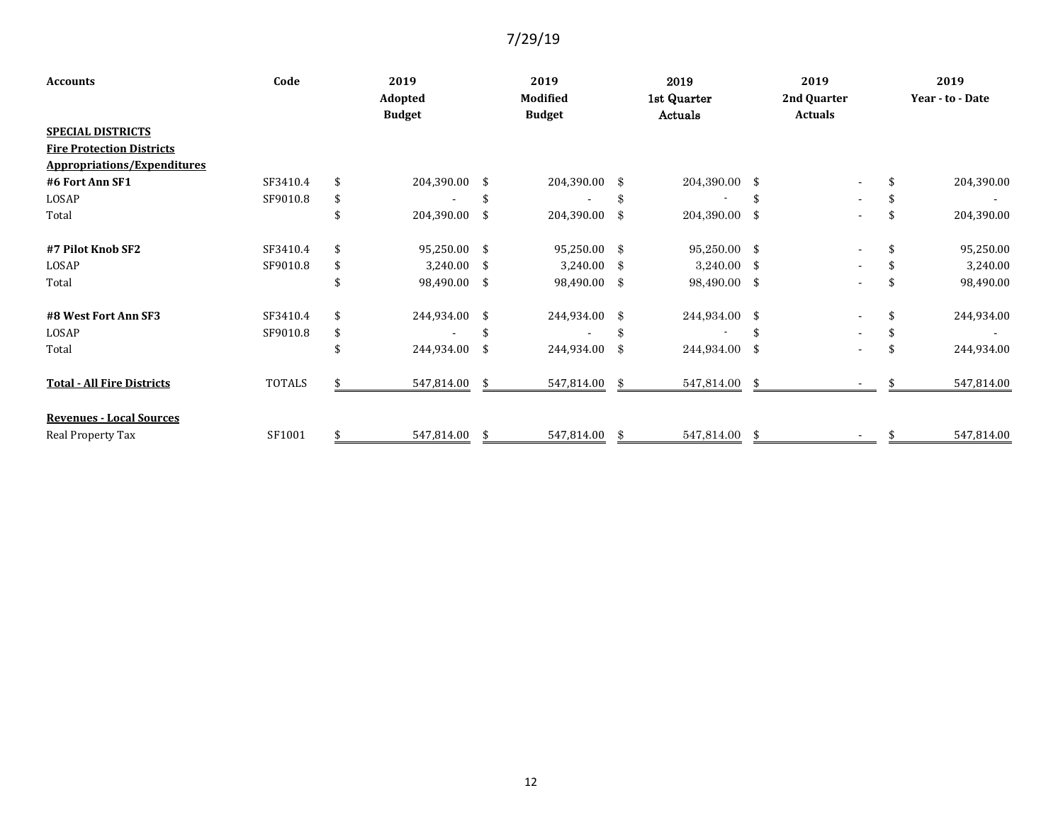7/29/19

| Accounts | Code | 2019 Adopted Budget | 2019 Modified Budget | 2019 1st Quarter Actuals | 2019 2nd Quarter Actuals | 2019 Year - to - Date |
|---|---|---|---|---|---|---|
| **SPECIAL DISTRICTS** | | | | | | |
| **Fire Protection Districts** | | | | | | |
| **Appropriations/Expenditures** | | | | | | |
| **#6 Fort Ann SF1** | SF3410.4 | $ 204,390.00 | $ 204,390.00 | $ 204,390.00 | $ - | $ 204,390.00 |
| LOSAP | SF9010.8 | $ - | $ - | $ - | $ - | $ - |
| Total | | $ 204,390.00 | $ 204,390.00 | $ 204,390.00 | $ - | $ 204,390.00 |
| **#7 Pilot Knob SF2** | SF3410.4 | $ 95,250.00 | $ 95,250.00 | $ 95,250.00 | $ - | $ 95,250.00 |
| LOSAP | SF9010.8 | $ 3,240.00 | $ 3,240.00 | $ 3,240.00 | $ - | $ 3,240.00 |
| Total | | $ 98,490.00 | $ 98,490.00 | $ 98,490.00 | $ - | $ 98,490.00 |
| **#8 West Fort Ann SF3** | SF3410.4 | $ 244,934.00 | $ 244,934.00 | $ 244,934.00 | $ - | $ 244,934.00 |
| LOSAP | SF9010.8 | $ - | $ - | $ - | $ - | $ - |
| Total | | $ 244,934.00 | $ 244,934.00 | $ 244,934.00 | $ - | $ 244,934.00 |
| **Total - All Fire Districts** | TOTALS | $ 547,814.00 | $ 547,814.00 | $ 547,814.00 | $ - | $ 547,814.00 |
| **Revenues - Local Sources** | | | | | | |
| Real Property Tax | SF1001 | $ 547,814.00 | $ 547,814.00 | $ 547,814.00 | $ - | $ 547,814.00 |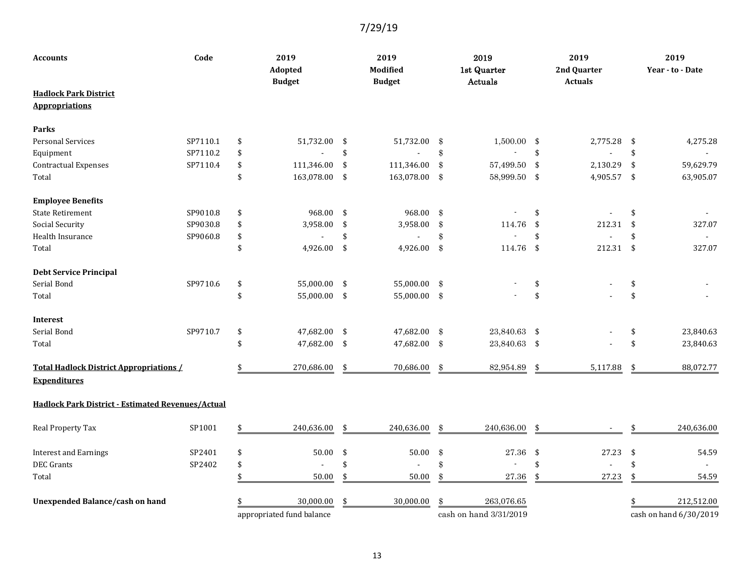7/29/19

| Accounts | Code | 2019 Adopted Budget | 2019 Modified Budget | 2019 1st Quarter Actuals | 2019 2nd Quarter Actuals | 2019 Year - to - Date |
|---|---|---|---|---|---|---|
| **Hadlock Park District** | | | | | | |
| **Appropriations** | | | | | | |
| | | | | | | |
| **Parks** | | | | | | |
| Personal Services | SP7110.1 | $ 51,732.00 | $ 51,732.00 | $ 1,500.00 | $ 2,775.28 | $ 4,275.28 |
| Equipment | SP7110.2 | $ - | $ - | $ - | $ - | $ - |
| Contractual Expenses | SP7110.4 | $ 111,346.00 | $ 111,346.00 | $ 57,499.50 | $ 2,130.29 | $ 59,629.79 |
| Total | | $ 163,078.00 | $ 163,078.00 | $ 58,999.50 | $ 4,905.57 | $ 63,905.07 |
| | | | | | | |
| **Employee Benefits** | | | | | | |
| State Retirement | SP9010.8 | $ 968.00 | $ 968.00 | $ - | $ - | $ - |
| Social Security | SP9030.8 | $ 3,958.00 | $ 3,958.00 | $ 114.76 | $ 212.31 | $ 327.07 |
| Health Insurance | SP9060.8 | $ - | $ - | $ - | $ - | $ - |
| Total | | $ 4,926.00 | $ 4,926.00 | $ 114.76 | $ 212.31 | $ 327.07 |
| | | | | | | |
| **Debt Service Principal** | | | | | | |
| Serial Bond | SP9710.6 | $ 55,000.00 | $ 55,000.00 | $ - | $ - | $ - |
| Total | | $ 55,000.00 | $ 55,000.00 | $ - | $ - | $ - |
| | | | | | | |
| **Interest** | | | | | | |
| Serial Bond | SP9710.7 | $ 47,682.00 | $ 47,682.00 | $ 23,840.63 | $ - | $ 23,840.63 |
| Total | | $ 47,682.00 | $ 47,682.00 | $ 23,840.63 | $ - | $ 23,840.63 |
| | | | | | | |
| **Total Hadlock District Appropriations / Expenditures** | | $ 270,686.00 | $ 70,686.00 | $ 82,954.89 | $ 5,117.88 | $ 88,072.77 |
| | | | | | | |
| **Hadlock Park District - Estimated Revenues/Actual** | | | | | | |
| | | | | | | |
| Real Property Tax | SP1001 | $ 240,636.00 | $ 240,636.00 | $ 240,636.00 | $ - | $ 240,636.00 |
| | | | | | | |
| Interest and Earnings | SP2401 | $ 50.00 | $ 50.00 | $ 27.36 | $ 27.23 | $ 54.59 |
| DEC Grants | SP2402 | $ - | $ - | $ - | $ - | $ - |
| Total | | $ 50.00 | $ 50.00 | $ 27.36 | $ 27.23 | $ 54.59 |
| | | | | | | |
| **Unexpended Balance/cash on hand** | | $ 30,000.00 | $ 30,000.00 | $ 263,076.65 | | $ 212,512.00 |
| | | appropriated fund balance | | cash on hand 3/31/2019 | | cash on hand 6/30/2019 |